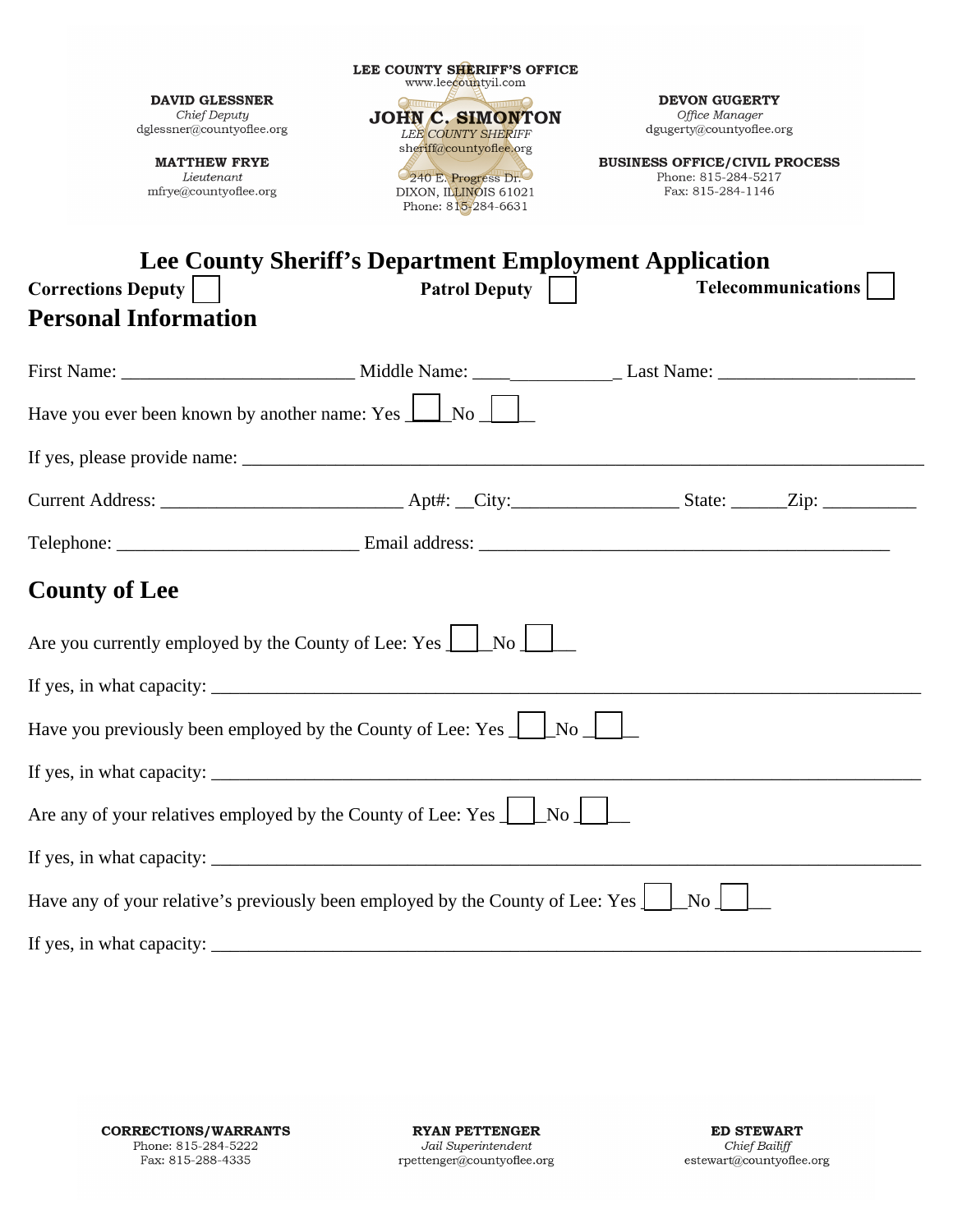**LEE COUNTY SHERIFF'S OFFICE**
www.leecountyil.com

**JOHN C. SIMONTON**
*LEE COUNTY SHERIFF*
sheriff@countyoflee.org
240 E. Progress Dr.
DIXON, ILLINOIS 61021
Phone: 815-284-6631

**DAVID GLESSNER**
*Chief Deputy*
dglessner@countyoflee.org

**MATTHEW FRYE**
*Lieutenant*
mfrye@countyoflee.org

**DEVON GUGERTY**
*Office Manager*
dgugerty@countyoflee.org

**BUSINESS OFFICE/CIVIL PROCESS**
Phone: 815-284-5217
Fax: 815-284-1146

# Lee County Sheriff's Department Employment Application

**Corrections Deputy** ☐ **Patrol Deputy** ☐ **Telecommunications** ☐

## Personal Information

First Name: ________________________ Middle Name: _______________ Last Name: ___________________

Have you ever been known by another name: Yes ☐ No ☐

If yes, please provide name: ___________________________________________________________________

Current Address: _________________________ Apt#: __City:_________________ State: ______Zip: __________

Telephone: _________________________ Email address: ___________________________________________

## County of Lee

Are you currently employed by the County of Lee: Yes ☐ No ☐

If yes, in what capacity: ______________________________________________________________________

Have you previously been employed by the County of Lee: Yes ☐ No ☐

If yes, in what capacity: ______________________________________________________________________

Are any of your relatives employed by the County of Lee: Yes ☐ No ☐

If yes, in what capacity: ______________________________________________________________________

Have any of your relative's previously been employed by the County of Lee: Yes ☐ No ☐

If yes, in what capacity: ______________________________________________________________________

**CORRECTIONS/WARRANTS**
Phone: 815-284-5222
Fax: 815-288-4335

**RYAN PETTENGER**
*Jail Superintendent*
rpettenger@countyoflee.org

**ED STEWART**
*Chief Bailiff*
estewart@countyoflee.org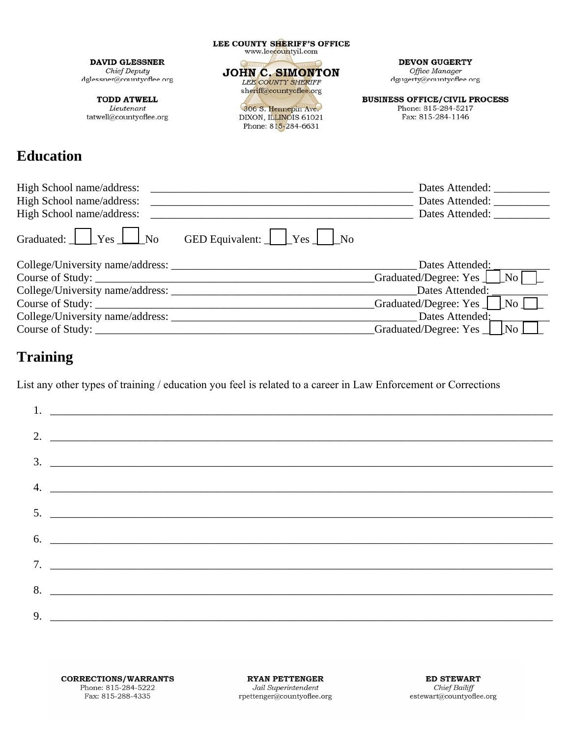LEE COUNTY SHERIFF'S OFFICE
www.leecountyil.com

**DAVID GLESSNER**
*Chief Deputy*
dglessner@countyoflee.org

**TODD ATWELL**
*Lieutenant*
tatwell@countyoflee.org

**JOHN C. SIMONTON**
*LEE COUNTY SHERIFF*
sheriff@countyoflee.org

306 S. Hennepin Ave.
DIXON, ILLINOIS 61021
Phone: 815-284-6631

**DEVON GUGERTY**
*Office Manager*
dgugerty@countyoflee.org

**BUSINESS OFFICE/CIVIL PROCESS**
Phone: 815-284-5217
Fax: 815-284-1146

# Education

High School name/address: ______________________________________________ Dates Attended: __________
High School name/address: ______________________________________________ Dates Attended: __________
High School name/address: ______________________________________________ Dates Attended: __________

Graduated: ☐ Yes ☐ No GED Equivalent: ☐ Yes ☐ No

College/University name/address: __________________________________________ Dates Attended: __________
Course of Study: _______________________________________________ Graduated/Degree: Yes ☐ No ☐
College/University name/address: __________________________________________ Dates Attended: __________
Course of Study: _______________________________________________ Graduated/Degree: Yes ☐ No ☐
College/University name/address: __________________________________________ Dates Attended: __________
Course of Study: _______________________________________________ Graduated/Degree: Yes ☐ No ☐

# Training

List any other types of training / education you feel is related to a career in Law Enforcement or Corrections

1. ______________________________________________________________________________
2. ______________________________________________________________________________
3. ______________________________________________________________________________
4. ______________________________________________________________________________
5. ______________________________________________________________________________
6. ______________________________________________________________________________
7. ______________________________________________________________________________
8. ______________________________________________________________________________
9. ______________________________________________________________________________

**CORRECTIONS/WARRANTS**
Phone: 815-284-5222
Fax: 815-288-4335

**RYAN PETTENGER**
*Jail Superintendent*
rpettenger@countyoflee.org

**ED STEWART**
*Chief Bailiff*
estewart@countyoflee.org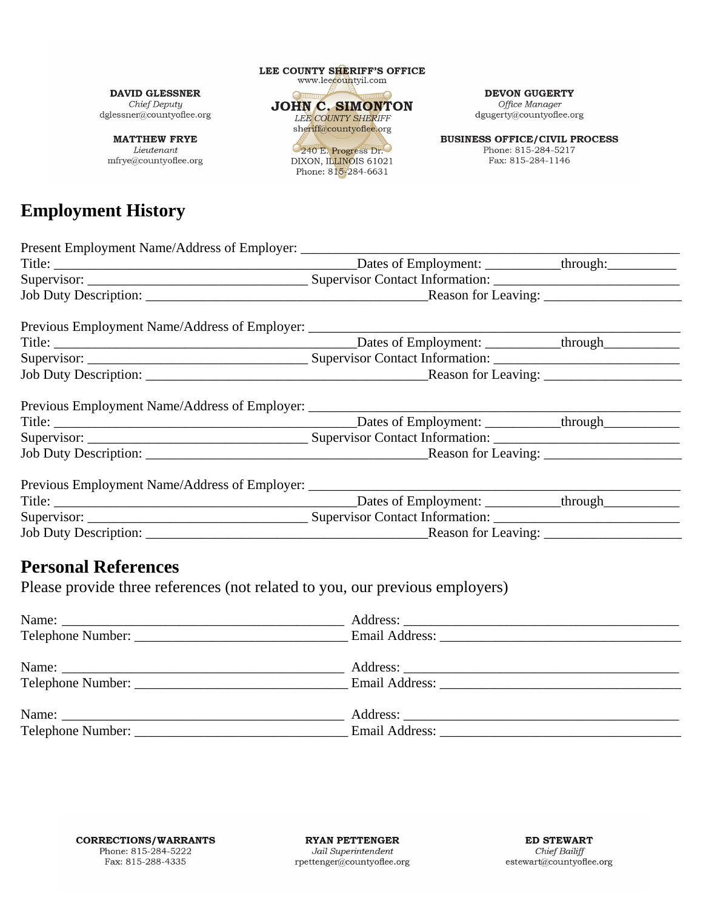LEE COUNTY SHERIFF'S OFFICE
www.leecountyil.com

**DAVID GLESSNER**
*Chief Deputy*
dglessner@countyoflee.org

**MATTHEW FRYE**
*Lieutenant*
mfrye@countyoflee.org

**JOHN C. SIMONTON**
*LEE COUNTY SHERIFF*
sheriff@countyoflee.org

240 E. Progress Dr.
DIXON, ILLINOIS 61021
Phone: 815-284-6631

**DEVON GUGERTY**
*Office Manager*
dgugerty@countyoflee.org

**BUSINESS OFFICE/CIVIL PROCESS**
Phone: 815-284-5217
Fax: 815-284-1146

# Employment History

Present Employment Name/Address of Employer: ________________________________________________
Title: ________________________________________Dates of Employment: __________through:_________
Supervisor: ____________________________ Supervisor Contact Information: _______________________
Job Duty Description: ____________________________________Reason for Leaving: ________________

Previous Employment Name/Address of Employer: _______________________________________________
Title: ________________________________________Dates of Employment: __________through__________
Supervisor: ____________________________ Supervisor Contact Information: _______________________
Job Duty Description: ____________________________________Reason for Leaving: ________________

Previous Employment Name/Address of Employer: _______________________________________________
Title: ________________________________________Dates of Employment: __________through__________
Supervisor: ____________________________ Supervisor Contact Information: _______________________
Job Duty Description: ____________________________________Reason for Leaving: ________________

Previous Employment Name/Address of Employer: _______________________________________________
Title: ________________________________________Dates of Employment: __________through__________
Supervisor: ____________________________ Supervisor Contact Information: _______________________
Job Duty Description: ____________________________________Reason for Leaving: ________________

# Personal References

Please provide three references (not related to you, our previous employers)

Name: ____________________________________ Address: ___________________________________
Telephone Number: ___________________________ Email Address: ______________________________

Name: ____________________________________ Address: ___________________________________
Telephone Number: ___________________________ Email Address: ______________________________

Name: ____________________________________ Address: ___________________________________
Telephone Number: ___________________________ Email Address: ______________________________

**CORRECTIONS/WARRANTS**
Phone: 815-284-5222
Fax: 815-288-4335

**RYAN PETTENGER**
*Jail Superintendent*
rpettenger@countyoflee.org

**ED STEWART**
*Chief Bailiff*
estewart@countyoflee.org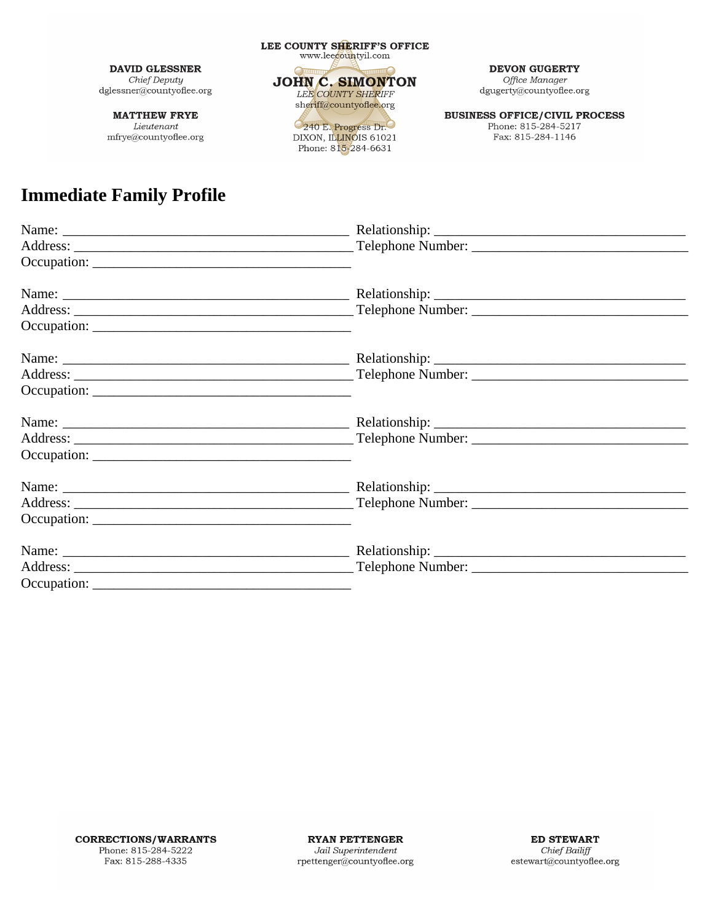**LEE COUNTY SHERIFF'S OFFICE**
www.leecountyil.com

**JOHN C. SIMONTON**
*LEE COUNTY SHERIFF*
sheriff@countyoflee.org

240 E. Progress Dr.
DIXON, ILLINOIS 61021
Phone: 815-284-6631

**DAVID GLESSNER**
*Chief Deputy*
dglessner@countyoflee.org

**MATTHEW FRYE**
*Lieutenant*
mfrye@countyoflee.org

**DEVON GUGERTY**
*Office Manager*
dgugerty@countyoflee.org

**BUSINESS OFFICE/CIVIL PROCESS**
Phone: 815-284-5217
Fax: 815-284-1146

# Immediate Family Profile

Name: ___________________________________________ Relationship: ______________________________________
Address: ___________________________________________ Telephone Number: ________________________________
Occupation: _______________________________________

Name: ___________________________________________ Relationship: ______________________________________
Address: ___________________________________________ Telephone Number: ________________________________
Occupation: _______________________________________

Name: ___________________________________________ Relationship: ______________________________________
Address: ___________________________________________ Telephone Number: ________________________________
Occupation: _______________________________________

Name: ___________________________________________ Relationship: ______________________________________
Address: ___________________________________________ Telephone Number: ________________________________
Occupation: _______________________________________

Name: ___________________________________________ Relationship: ______________________________________
Address: ___________________________________________ Telephone Number: ________________________________
Occupation: _______________________________________

Name: ___________________________________________ Relationship: ______________________________________
Address: ___________________________________________ Telephone Number: ________________________________
Occupation: _______________________________________

**CORRECTIONS/WARRANTS**
Phone: 815-284-5222
Fax: 815-288-4335

**RYAN PETTENGER**
*Jail Superintendent*
rpettenger@countyoflee.org

**ED STEWART**
*Chief Bailiff*
estewart@countyoflee.org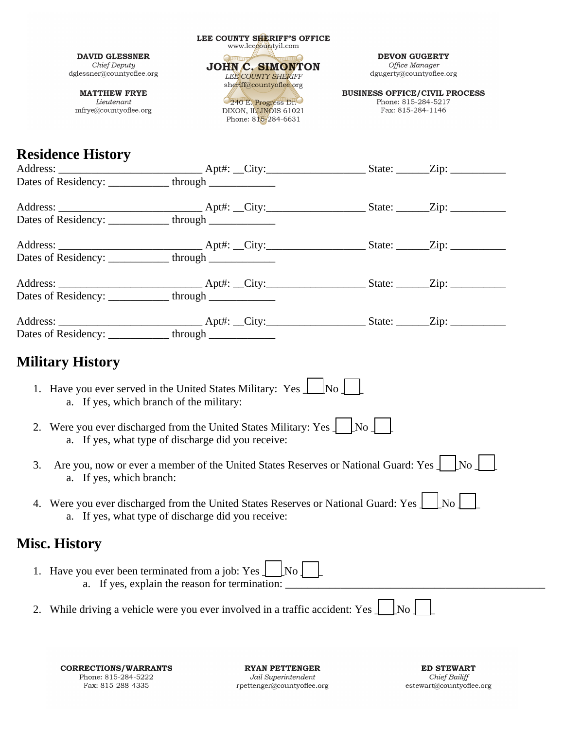LEE COUNTY SHERIFF'S OFFICE
www.leecountyil.com

**DAVID GLESSNER**
*Chief Deputy*
dglessner@countyoflee.org

**MATTHEW FRYE**
*Lieutenant*
mfrye@countyoflee.org

**JOHN C. SIMONTON**
*LEE COUNTY SHERIFF*
sheriff@countyoflee.org

240 E. Progress Dr.
DIXON, ILLINOIS 61021
Phone: 815-284-6631

**DEVON GUGERTY**
*Office Manager*
dgugerty@countyoflee.org

**BUSINESS OFFICE/CIVIL PROCESS**
Phone: 815-284-5217
Fax: 815-284-1146

## Residence History

Address: __________________________ Apt#: __City:__________________ State: ______Zip: __________
Dates of Residency: ___________ through ____________

Address: __________________________ Apt#: __City:__________________ State: ______Zip: __________
Dates of Residency: ___________ through ____________

Address: __________________________ Apt#: __City:__________________ State: ______Zip: __________
Dates of Residency: ___________ through ____________

Address: __________________________ Apt#: __City:__________________ State: ______Zip: __________
Dates of Residency: ___________ through ____________

Address: __________________________ Apt#: __City:__________________ State: ______Zip: __________
Dates of Residency: ___________ through ____________

## Military History

1. Have you ever served in the United States Military: Yes ☐ No ☐
   a. If yes, which branch of the military:

2. Were you ever discharged from the United States Military: Yes ☐ No ☐
   a. If yes, what type of discharge did you receive:

3. Are you, now or ever a member of the United States Reserves or National Guard: Yes ☐ No ☐
   a. If yes, which branch:

4. Were you ever discharged from the United States Reserves or National Guard: Yes ☐ No ☐
   a. If yes, what type of discharge did you receive:

## Misc. History

1. Have you ever been terminated from a job: Yes ☐ No ☐
   a. If yes, explain the reason for termination: ________________________________________________

2. While driving a vehicle were you ever involved in a traffic accident: Yes ☐ No ☐

**CORRECTIONS/WARRANTS**
Phone: 815-284-5222
Fax: 815-288-4335

**RYAN PETTENGER**
*Jail Superintendent*
rpettenger@countyoflee.org

**ED STEWART**
*Chief Bailiff*
estewart@countyoflee.org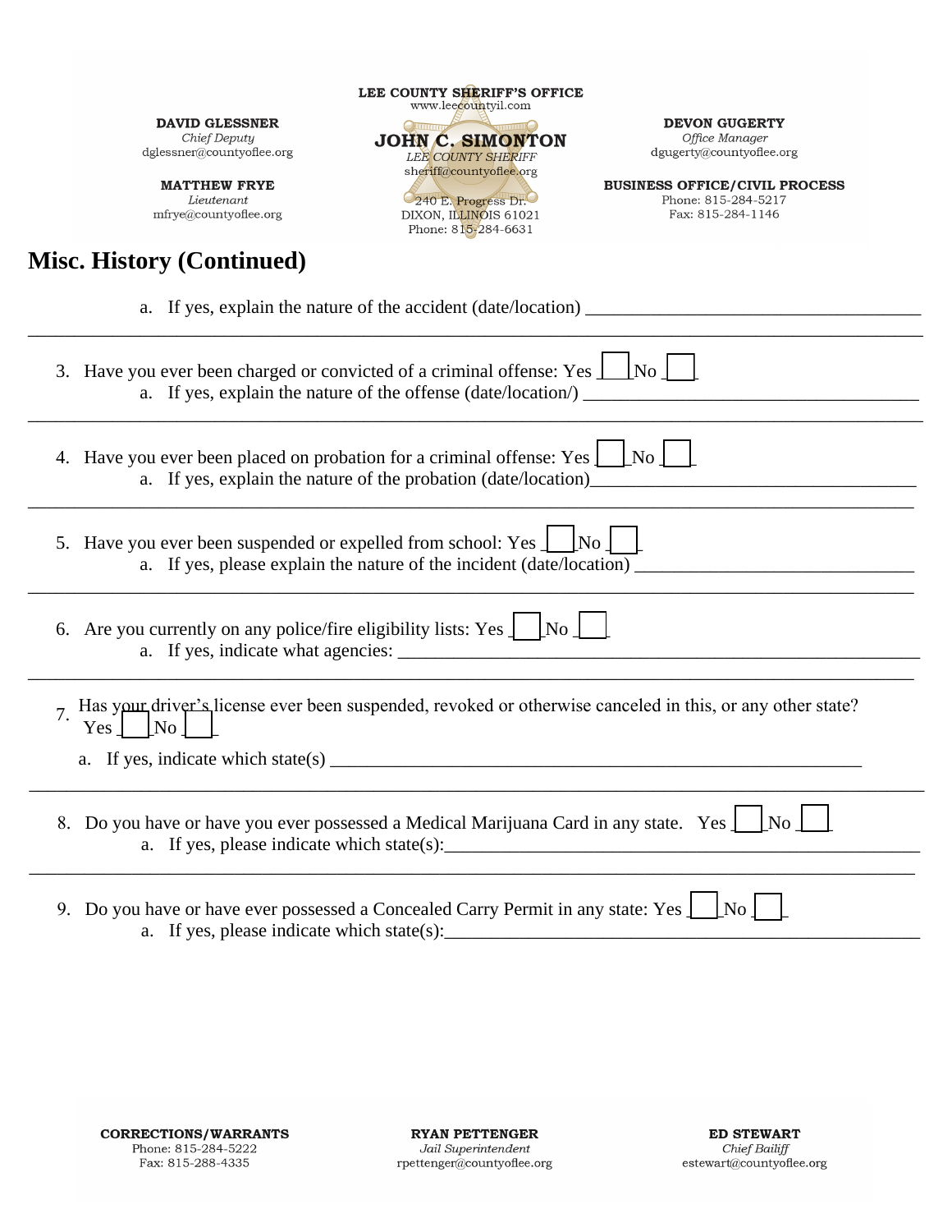## Misc. History (Continued)

a. If yes, explain the nature of the accident (date/location) ___________________________________

3. Have you ever been charged or convicted of a criminal offense: Yes ___ No ___
   a. If yes, explain the nature of the offense (date/location/) ___________________________________

4. Have you ever been placed on probation for a criminal offense: Yes ___ No ___
   a. If yes, explain the nature of the probation (date/location)___________________________________

5. Have you ever been suspended or expelled from school: Yes ___ No ___
   a. If yes, please explain the nature of the incident (date/location) ______________________________

6. Are you currently on any police/fire eligibility lists: Yes ___ No ___
   a. If yes, indicate what agencies: ___________________________________________________________

7. Has your driver's license ever been suspended, revoked or otherwise canceled in this, or any other state? Yes ___ No ___
   a. If yes, indicate which state(s) ________________________________________________________

8. Do you have or have you ever possessed a Medical Marijuana Card in any state. Yes ___ No ___
   a. If yes, please indicate which state(s):___________________________________________________

9. Do you have or have ever possessed a Concealed Carry Permit in any state: Yes ___ No ___
   a. If yes, please indicate which state(s):___________________________________________________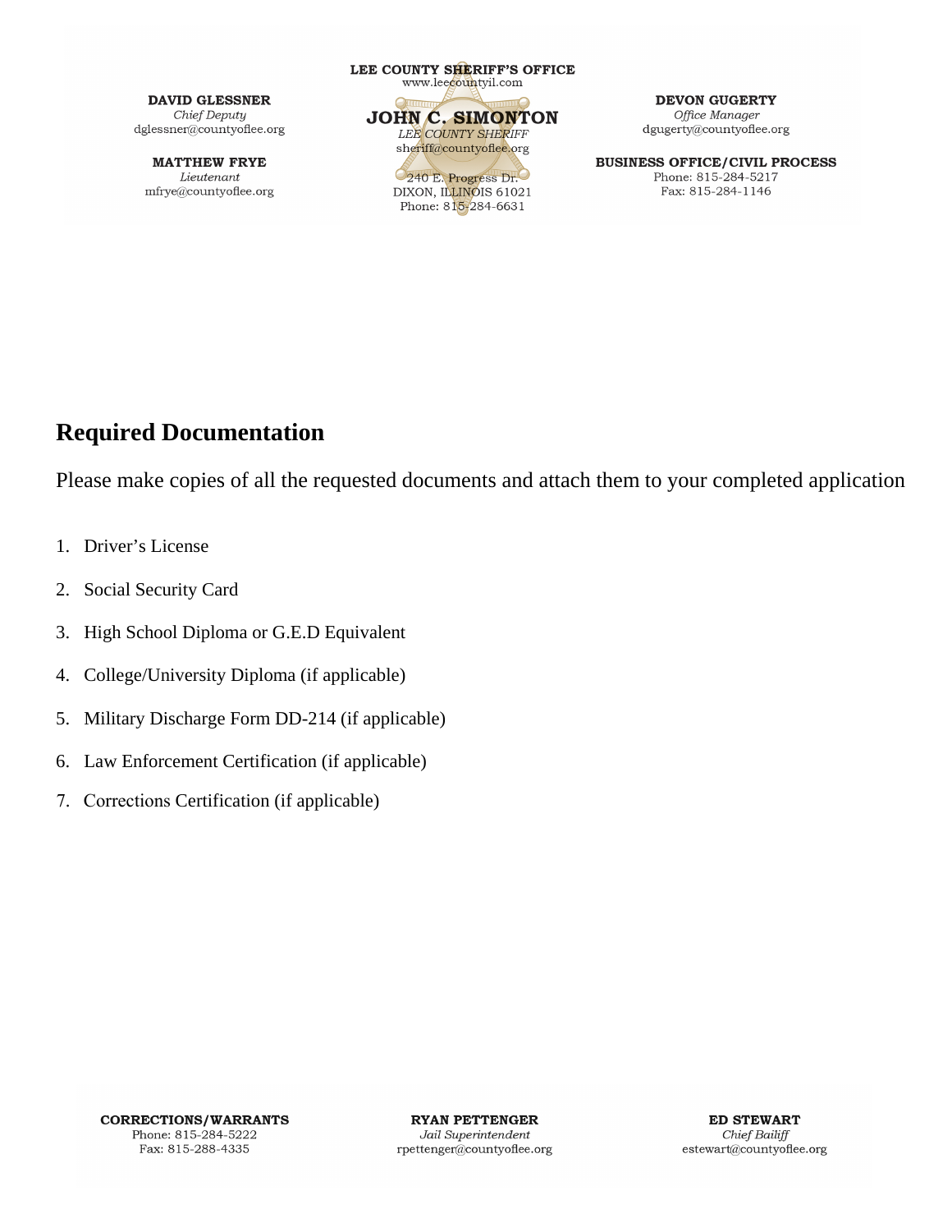## Required Documentation

Please make copies of all the requested documents and attach them to your completed application

1. Driver's License
2. Social Security Card
3. High School Diploma or G.E.D Equivalent
4. College/University Diploma (if applicable)
5. Military Discharge Form DD-214 (if applicable)
6. Law Enforcement Certification (if applicable)
7. Corrections Certification (if applicable)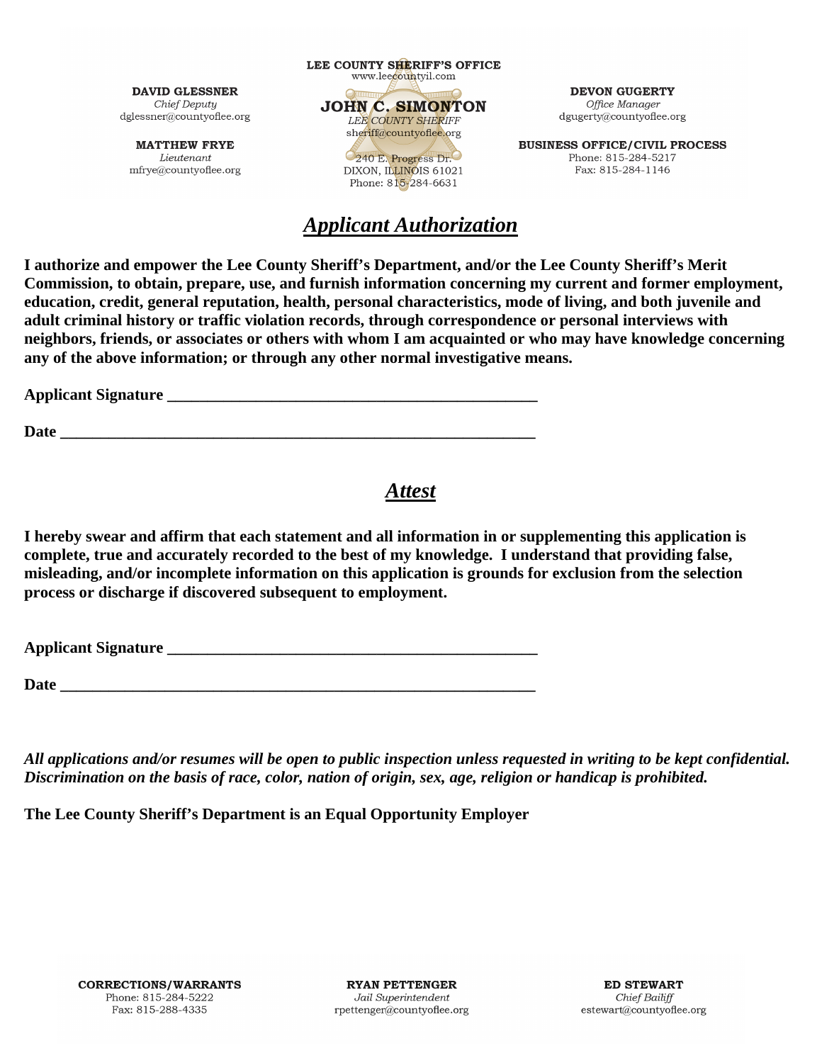LEE COUNTY SHERIFF'S OFFICE
www.leecountyil.com

**DAVID GLESSNER**
*Chief Deputy*
dglessner@countyoflee.org

**MATTHEW FRYE**
*Lieutenant*
mfrye@countyoflee.org

**JOHN C. SIMONTON**
*LEE COUNTY SHERIFF*
sheriff@countyoflee.org

240 E. Progress Dr.
DIXON, ILLINOIS 61021
Phone: 815-284-6631

**DEVON GUGERTY**
*Office Manager*
dgugerty@countyoflee.org

**BUSINESS OFFICE/CIVIL PROCESS**
Phone: 815-284-5217
Fax: 815-284-1146

# ***Applicant Authorization***

**I authorize and empower the Lee County Sheriff's Department, and/or the Lee County Sheriff's Merit Commission, to obtain, prepare, use, and furnish information concerning my current and former employment, education, credit, general reputation, health, personal characteristics, mode of living, and both juvenile and adult criminal history or traffic violation records, through correspondence or personal interviews with neighbors, friends, or associates or others with whom I am acquainted or who may have knowledge concerning any of the above information; or through any other normal investigative means.**

**Applicant Signature \_\_\_\_\_\_\_\_\_\_\_\_\_\_\_\_\_\_\_\_\_\_\_\_\_\_\_\_\_\_\_\_\_\_\_\_\_\_\_\_\_\_\_\_\_**

**Date \_\_\_\_\_\_\_\_\_\_\_\_\_\_\_\_\_\_\_\_\_\_\_\_\_\_\_\_\_\_\_\_\_\_\_\_\_\_\_\_\_\_\_\_\_\_\_\_\_\_\_\_\_\_\_\_\_**

# ***Attest***

**I hereby swear and affirm that each statement and all information in or supplementing this application is complete, true and accurately recorded to the best of my knowledge. I understand that providing false, misleading, and/or incomplete information on this application is grounds for exclusion from the selection process or discharge if discovered subsequent to employment.**

**Applicant Signature \_\_\_\_\_\_\_\_\_\_\_\_\_\_\_\_\_\_\_\_\_\_\_\_\_\_\_\_\_\_\_\_\_\_\_\_\_\_\_\_\_\_\_\_\_**

**Date \_\_\_\_\_\_\_\_\_\_\_\_\_\_\_\_\_\_\_\_\_\_\_\_\_\_\_\_\_\_\_\_\_\_\_\_\_\_\_\_\_\_\_\_\_\_\_\_\_\_\_\_\_\_\_\_\_**

***All applications and/or resumes will be open to public inspection unless requested in writing to be kept confidential. Discrimination on the basis of race, color, nation of origin, sex, age, religion or handicap is prohibited.***

**The Lee County Sheriff's Department is an Equal Opportunity Employer**

**CORRECTIONS/WARRANTS**
Phone: 815-284-5222
Fax: 815-288-4335

**RYAN PETTENGER**
*Jail Superintendent*
rpettenger@countyoflee.org

**ED STEWART**
*Chief Bailiff*
estewart@countyoflee.org